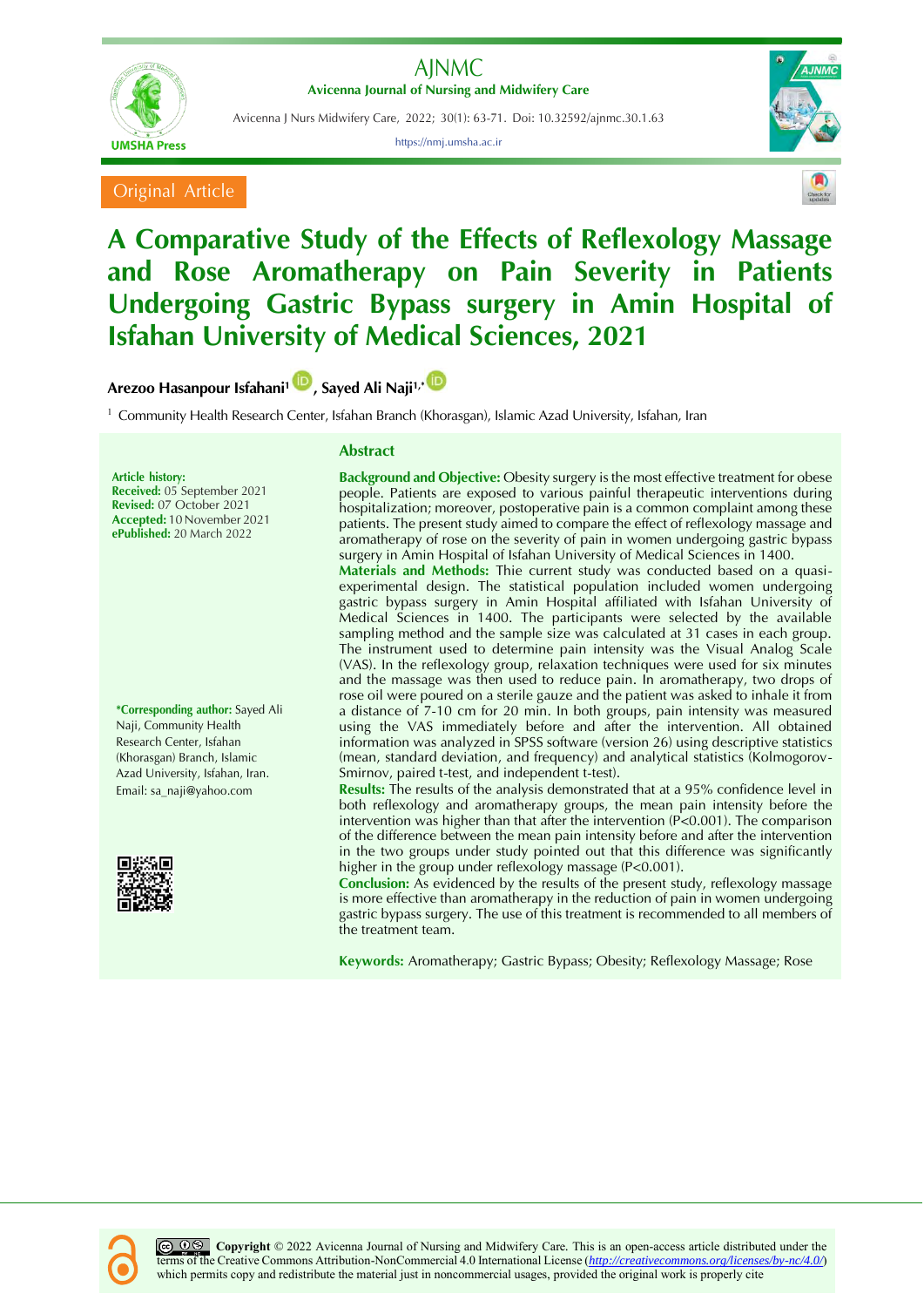Original Article

# A Comparative Study of the Effects of Reflexology Massage and Rose Aromatherapy on Pain Severity in Patients Undergoing Gastric Bypass surgery in Amin Hospital of Isfahan University of Medical Sciences, 2021

**Arezoo Hasanpour Isfahani[1], Sayed Ali Naji[1,*]**

[1] Community Health Research Center, Isfahan Branch (Khorasgan), Islamic Azad University, Isfahan, Iran

**Article history:**
**Received:** 05 September 2021
**Revised:** 07 October 2021
**Accepted:** 10 November 2021
**ePublished:** 20 March 2022

**\*Corresponding author:** Sayed Ali Naji, Community Health Research Center, Isfahan (Khorasgan) Branch, Islamic Azad University, Isfahan, Iran.
Email: sa_naji@yahoo.com

## Abstract

**Background and Objective:** Obesity surgery is the most effective treatment for obese people. Patients are exposed to various painful therapeutic interventions during hospitalization; moreover, postoperative pain is a common complaint among these patients. The present study aimed to compare the effect of reflexology massage and aromatherapy of rose on the severity of pain in women undergoing gastric bypass surgery in Amin Hospital of Isfahan University of Medical Sciences in 1400.

**Materials and Methods:** Thie current study was conducted based on a quasi-experimental design. The statistical population included women undergoing gastric bypass surgery in Amin Hospital affiliated with Isfahan University of Medical Sciences in 1400. The participants were selected by the available sampling method and the sample size was calculated at 31 cases in each group. The instrument used to determine pain intensity was the Visual Analog Scale (VAS). In the reflexology group, relaxation techniques were used for six minutes and the massage was then used to reduce pain. In aromatherapy, two drops of rose oil were poured on a sterile gauze and the patient was asked to inhale it from a distance of 7-10 cm for 20 min. In both groups, pain intensity was measured using the VAS immediately before and after the intervention. All obtained information was analyzed in SPSS software (version 26) using descriptive statistics (mean, standard deviation, and frequency) and analytical statistics (Kolmogorov-Smirnov, paired t-test, and independent t-test).

**Results:** The results of the analysis demonstrated that at a 95% confidence level in both reflexology and aromatherapy groups, the mean pain intensity before the intervention was higher than that after the intervention ($P<0.001$). The comparison of the difference between the mean pain intensity before and after the intervention in the two groups under study pointed out that this difference was significantly higher in the group under reflexology massage ($P<0.001$).

**Conclusion:** As evidenced by the results of the present study, reflexology massage is more effective than aromatherapy in the reduction of pain in women undergoing gastric bypass surgery. The use of this treatment is recommended to all members of the treatment team.

**Keywords:** Aromatherapy; Gastric Bypass; Obesity; Reflexology Massage; Rose

**Copyright** © 2022 Avicenna Journal of Nursing and Midwifery Care. This is an open-access article distributed under the terms of the Creative Commons Attribution-NonCommercial 4.0 International License (http://creativecommons.org/licenses/by-nc/4.0/) which permits copy and redistribute the material just in noncommercial usages, provided the original work is properly cite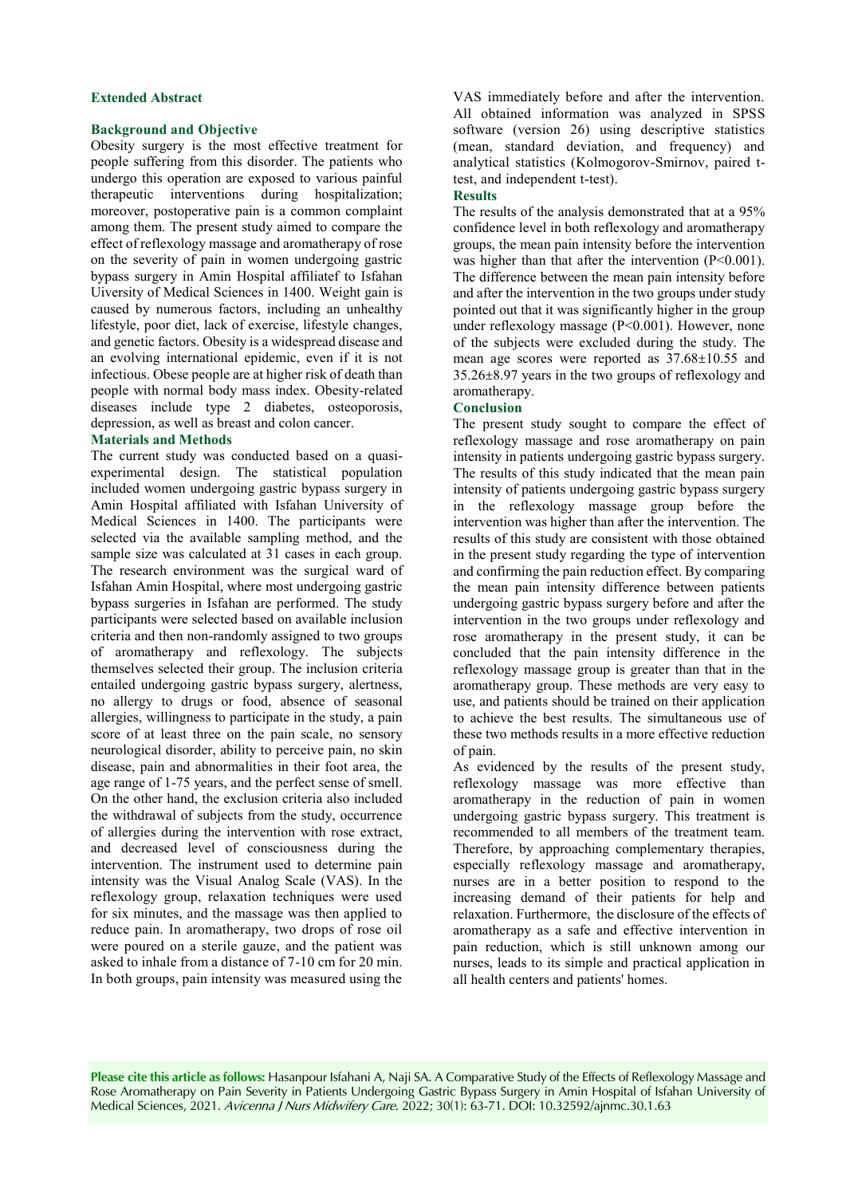## Extended Abstract

### Background and Objective

Obesity surgery is the most effective treatment for people suffering from this disorder. The patients who undergo this operation are exposed to various painful therapeutic interventions during hospitalization; moreover, postoperative pain is a common complaint among them. The present study aimed to compare the effect of reflexology massage and aromatherapy of rose on the severity of pain in women undergoing gastric bypass surgery in Amin Hospital affiliatef to Isfahan Uiversity of Medical Sciences in 1400. Weight gain is caused by numerous factors, including an unhealthy lifestyle, poor diet, lack of exercise, lifestyle changes, and genetic factors. Obesity is a widespread disease and an evolving international epidemic, even if it is not infectious. Obese people are at higher risk of death than people with normal body mass index. Obesity-related diseases include type 2 diabetes, osteoporosis, depression, as well as breast and colon cancer.

### Materials and Methods

The current study was conducted based on a quasi-experimental design. The statistical population included women undergoing gastric bypass surgery in Amin Hospital affiliated with Isfahan University of Medical Sciences in 1400. The participants were selected via the available sampling method, and the sample size was calculated at 31 cases in each group. The research environment was the surgical ward of Isfahan Amin Hospital, where most undergoing gastric bypass surgeries in Isfahan are performed. The study participants were selected based on available inclusion criteria and then non-randomly assigned to two groups of aromatherapy and reflexology. The subjects themselves selected their group. The inclusion criteria entailed undergoing gastric bypass surgery, alertness, no allergy to drugs or food, absence of seasonal allergies, willingness to participate in the study, a pain score of at least three on the pain scale, no sensory neurological disorder, ability to perceive pain, no skin disease, pain and abnormalities in their foot area, the age range of 1-75 years, and the perfect sense of smell. On the other hand, the exclusion criteria also included the withdrawal of subjects from the study, occurrence of allergies during the intervention with rose extract, and decreased level of consciousness during the intervention. The instrument used to determine pain intensity was the Visual Analog Scale (VAS). In the reflexology group, relaxation techniques were used for six minutes, and the massage was then applied to reduce pain. In aromatherapy, two drops of rose oil were poured on a sterile gauze, and the patient was asked to inhale from a distance of 7-10 cm for 20 min. In both groups, pain intensity was measured using the VAS immediately before and after the intervention. All obtained information was analyzed in SPSS software (version 26) using descriptive statistics (mean, standard deviation, and frequency) and analytical statistics (Kolmogorov-Smirnov, paired t-test, and independent t-test).

### Results

The results of the analysis demonstrated that at a 95% confidence level in both reflexology and aromatherapy groups, the mean pain intensity before the intervention was higher than that after the intervention ($P<0.001$). The difference between the mean pain intensity before and after the intervention in the two groups under study pointed out that it was significantly higher in the group under reflexology massage ($P<0.001$). However, none of the subjects were excluded during the study. The mean age scores were reported as $37.68\pm10.55$ and $35.26\pm8.97$ years in the two groups of reflexology and aromatherapy.

### Conclusion

The present study sought to compare the effect of reflexology massage and rose aromatherapy on pain intensity in patients undergoing gastric bypass surgery. The results of this study indicated that the mean pain intensity of patients undergoing gastric bypass surgery in the reflexology massage group before the intervention was higher than after the intervention. The results of this study are consistent with those obtained in the present study regarding the type of intervention and confirming the pain reduction effect. By comparing the mean pain intensity difference between patients undergoing gastric bypass surgery before and after the intervention in the two groups under reflexology and rose aromatherapy in the present study, it can be concluded that the pain intensity difference in the reflexology massage group is greater than that in the aromatherapy group. These methods are very easy to use, and patients should be trained on their application to achieve the best results. The simultaneous use of these two methods results in a more effective reduction of pain.

As evidenced by the results of the present study, reflexology massage was more effective than aromatherapy in the reduction of pain in women undergoing gastric bypass surgery. This treatment is recommended to all members of the treatment team. Therefore, by approaching complementary therapies, especially reflexology massage and aromatherapy, nurses are in a better position to respond to the increasing demand of their patients for help and relaxation. Furthermore, the disclosure of the effects of aromatherapy as a safe and effective intervention in pain reduction, which is still unknown among our nurses, leads to its simple and practical application in all health centers and patients' homes.

**Please cite this article as follows:** Hasanpour Isfahani A, Naji SA. A Comparative Study of the Effects of Reflexology Massage and Rose Aromatherapy on Pain Severity in Patients Undergoing Gastric Bypass Surgery in Amin Hospital of Isfahan University of Medical Sciences, 2021. *Avicenna J Nurs Midwifery Care*. 2022; 30(1): 63-71. DOI: 10.32592/ajnmc.30.1.63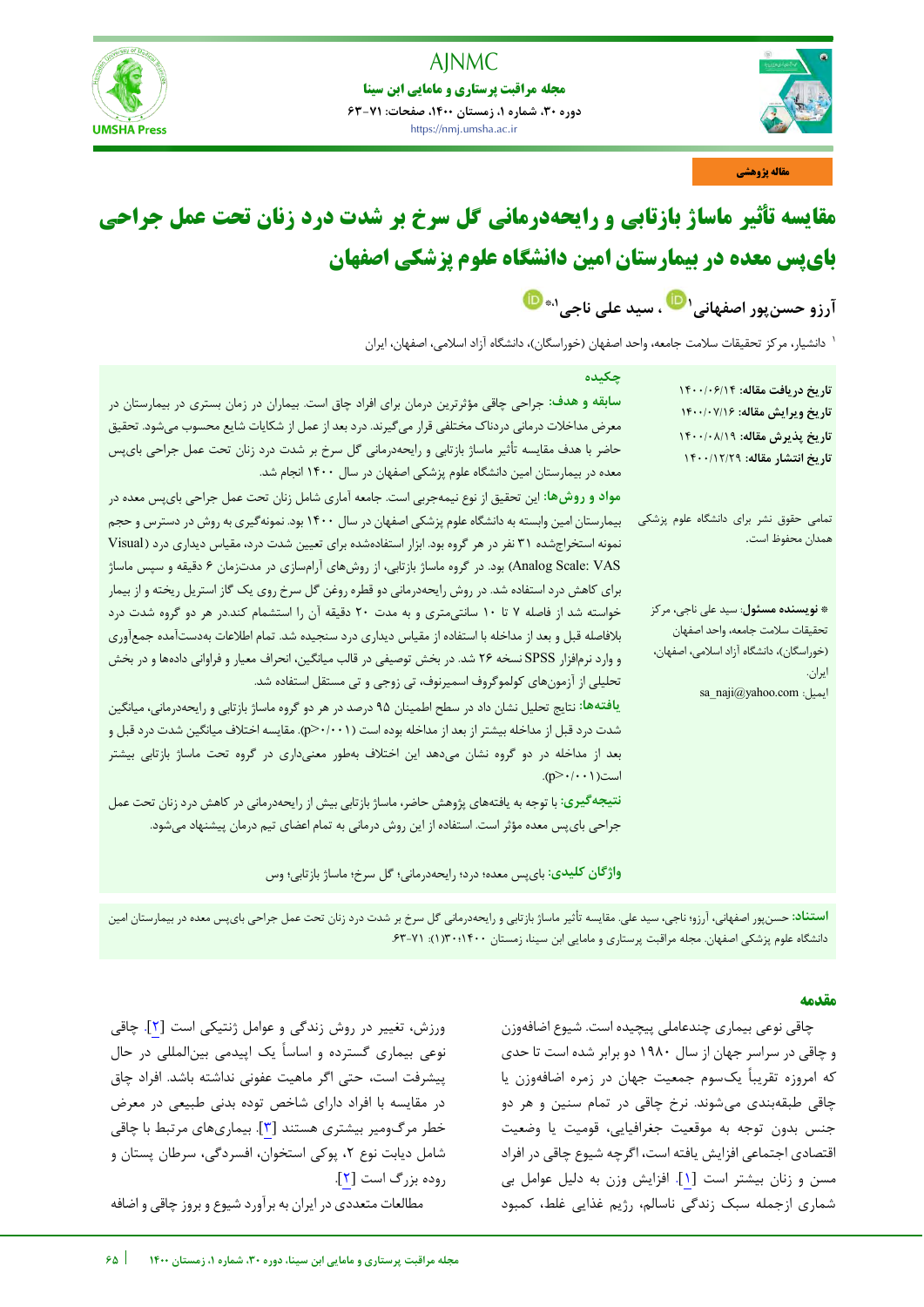مقاله پژوهشی

# مقایسه تأثیر ماساژ بازتابی و رایحه‌درمانی گل سرخ بر شدت درد زنان تحت عمل جراحی بای‌پس معده در بیمارستان امین دانشگاه علوم پزشکی اصفهان

آرزو حسن‌پور اصفهانی[1] ، سید علی ناجی[1،*]

[1] دانشیار، مرکز تحقیقات سلامت جامعه، واحد اصفهان (خوراسگان)، دانشگاه آزاد اسلامی، اصفهان، ایران

**تاریخ دریافت مقاله:** ۱۴۰۰/۰۶/۱۴
**تاریخ ویرایش مقاله:** ۱۴۰۰/۰۷/۱۶
**تاریخ پذیرش مقاله:** ۱۴۰۰/۰۸/۱۹
**تاریخ انتشار مقاله:** ۱۴۰۰/۱۲/۲۹

تمامی حقوق نشر برای دانشگاه علوم پزشکی همدان محفوظ است.

**\* نویسنده مسئول:** سید علی ناجی، مرکز تحقیقات سلامت جامعه، واحد اصفهان (خوراسگان)، دانشگاه آزاد اسلامی، اصفهان، ایران.
ایمیل: sa_naji@yahoo.com

## چکیده

**سابقه و هدف:** جراحی چاقی مؤثرترین درمان برای افراد چاق است. بیماران در زمان بستری در بیمارستان در معرض مداخلات درمانی دردناک مختلفی قرار می‌گیرند. درد بعد از عمل از شکایات شایع محسوب می‌شود. تحقیق حاضر با هدف مقایسه تأثیر ماساژ بازتابی و رایحه‌درمانی گل سرخ بر شدت درد زنان تحت عمل جراحی بای‌پس معده در بیمارستان امین دانشگاه علوم پزشکی اصفهان در سال ۱۴۰۰ انجام شد.

**مواد و روش‌ها:** این تحقیق از نوع نیمه‌تجربی است. جامعه آماری شامل زنان تحت عمل جراحی بای‌پس معده در بیمارستان امین وابسته به دانشگاه علوم پزشکی اصفهان در سال ۱۴۰۰ بود. نمونه‌گیری به روش در دسترس و حجم نمونه استخراج‌شده ۳۱ نفر در هر گروه بود. ابزار استفاده‌شده برای تعیین شدت درد، مقیاس دیداری درد (Visual Analog Scale: VAS) بود. در گروه ماساژ بازتابی، از روش‌های آرام‌سازی در مدت‌زمان ۶ دقیقه و سپس ماساژ برای کاهش درد استفاده شد. در روش رایحه‌درمانی دو قطره روغن گل سرخ روی یک گاز استریل ریخته و از بیمار خواسته شد از فاصله ۷ تا ۱۰ سانتی‌متری و به مدت ۲۰ دقیقه آن را استشمام کند.در هر دو گروه شدت درد بلافاصله قبل و بعد از مداخله با استفاده از مقیاس دیداری درد سنجیده شد. تمام اطلاعات به‌دست‌آمده جمع‌آوری و وارد نرم‌افزار SPSS نسخه ۲۶ شد. در بخش توصیفی در قالب میانگین، انحراف معیار و فراوانی داده‌ها و در بخش تحلیلی از آزمون‌های کولموگروف اسمیرنوف، تی زوجی و تی مستقل استفاده شد.

**یافته‌ها:** نتایج تحلیل نشان داد در سطح اطمینان ۹۵ درصد در هر دو گروه ماساژ بازتابی و رایحه‌درمانی، میانگین شدت درد قبل از مداخله بیشتر از بعد از مداخله بوده است ($p<0.001$). مقایسه اختلاف میانگین شدت درد قبل و بعد از مداخله در دو گروه نشان می‌دهد این اختلاف به‌طور معنی‌داری در گروه تحت ماساژ بازتابی بیشتر است($p<0.001$).

**نتیجه‌گیری:** با توجه به یافته‌های پژوهش حاضر، ماساژ بازتابی بیش از رایحه‌درمانی در کاهش درد زنان تحت عمل جراحی بای‌پس معده مؤثر است. استفاده از این روش درمانی به تمام اعضای تیم درمان پیشنهاد می‌شود.

**واژگان کلیدی:** بای‌پس معده؛ درد؛ رایحه‌درمانی؛ گل سرخ؛ ماساژ بازتابی؛ وس

**استناد:** حسن‌پور اصفهانی، آرزو؛ ناجی، سید علی. مقایسه تأثیر ماساژ بازتابی و رایحه‌درمانی گل سرخ بر شدت درد زنان تحت عمل جراحی بای‌پس معده در بیمارستان امین دانشگاه علوم پزشکی اصفهان. مجله مراقبت پرستاری و مامایی ابن سینا، زمستان ۱۴۰۰؛۳۰(۱): ۷۱-۶۳.

## مقدمه

چاقی نوعی بیماری چندعاملی پیچیده است. شیوع اضافه‌وزن و چاقی در سراسر جهان از سال ۱۹۸۰ دو برابر شده است تا حدی که امروزه تقریباً یک‌سوم جمعیت جهان در زمره اضافه‌وزن یا چاقی طبقه‌بندی می‌شوند. نرخ چاقی در تمام سنین و هر دو جنس بدون توجه به موقعیت جغرافیایی، قومیت یا وضعیت اقتصادی اجتماعی افزایش یافته است، اگرچه شیوع چاقی در افراد مسن و زنان بیشتر است [۱]. افزایش وزن به دلیل عوامل بی شماری ازجمله سبک زندگی ناسالم، رژیم غذایی غلط، کمبود ورزش، تغییر در روش زندگی و عوامل ژنتیکی است [۲]. چاقی نوعی بیماری گسترده و اساساً یک اپیدمی بین‌المللی در حال پیشرفت است، حتی اگر ماهیت عفونی نداشته باشد. افراد چاق در مقایسه با افراد دارای شاخص توده بدنی طبیعی در معرض خطر مرگ‌ومیر بیشتری هستند [۳]. بیماری‌های مرتبط با چاقی شامل دیابت نوع ۲، پوکی استخوان، افسردگی، سرطان پستان و روده بزرگ است [۲].

مطالعات متعددی در ایران به برآورد شیوع و بروز چاقی و اضافه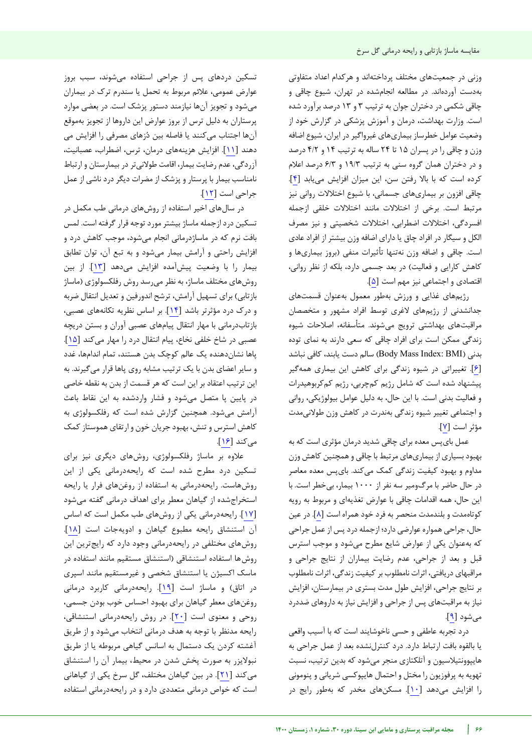وزنی در جمعیت‌های مختلف پرداخته‌اند و هرکدام اعداد متفاوتی به‌دست آورده‌اند. در مطالعه انجام‌شده در تهران، شیوع چاقی و چاقی شکمی در دختران جوان به ترتیب ۳ و ۱۳ درصد برآورد شده است. وزارت بهداشت، درمان و آموزش پزشکی در گزارش خود از وضعیت عوامل خطرساز بیماری‌های غیرواگیر در ایران، شیوع اضافه وزن و چاقی را در پسران ۱۵ تا ۲۴ ساله به ترتیب ۱۴ و ۴/۲ درصد و در دختران همان گروه سنی به ترتیب ۱۹/۳ و ۶/۳ درصد اعلام کرده است که با بالا رفتن سن، این میزان افزایش می‌یابد [۴]. چاقی افزون بر بیماری‌های جسمانی، با شیوع اختلالات روانی نیز مرتبط است. برخی از اختلالات مانند اختلالات خلقی ازجمله افسردگی، اختلالات اضطرابی، اختلالات شخصیتی و نیز مصرف الکل و سیگار در افراد چاق یا دارای اضافه وزن بیشتر از افراد عادی است. چاقی و اضافه وزن نه‌تنها تأثیرات منفی (بروز بیماری‌ها و کاهش کارایی و فعالیت) در بعد جسمی دارد، بلکه از نظر روانی، اقتصادی و اجتماعی نیز مهم است [۵].

رژیم‌های غذایی و ورزش به‌طور معمول به‌عنوان قسمت‌های جدانشدنی از رژیم‌های لاغری توسط افراد مشهور و متخصصان مراقبت‌های بهداشتی ترویج می‌شوند. متأسفانه، اصلاحات شیوه زندگی ممکن است برای افراد چاقی که سعی دارند به نمای توده بدنی (Body Mass Index: BMI) سالم دست یابند، کافی نباشد [۶]. تغییراتی در شیوه زندگی برای کاهش این بیماری همه‌گیر پیشنهاد شده است که شامل رژیم کم‌چربی، رژیم کم‌کربوهیدرات و فعالیت بدنی است. با این حال، به دلیل عوامل بیولوژیکی، روانی و اجتماعی تغییر شیوه زندگی به‌ندرت در کاهش وزن طولانی‌مدت مؤثر است [۷].

عمل بای‌پس معده برای چاقی شدید درمان مؤثری است که به بهبود بسیاری از بیماری‌های مرتبط با چاقی و همچنین کاهش وزن مداوم و بهبود کیفیت زندگی کمک می‌کند. بای‌پس معده معاصر در حال حاضر با مرگ‌ومیر سه نفر از ۱۰۰۰ بیمار، بی‌خطر است. با این حال، همه اقدامات چاقی با عوارض تغذیه‌ای و مربوط به رویه کوتاه‌مدت و بلندمدت منحصر به فرد خود همراه است [۸]. در عین حال، جراحی همواره عوارضی دارد؛ ازجمله درد پس از عمل جراحی که به‌عنوان یکی از عوارض شایع مطرح می‌شود و موجب استرس قبل و بعد از جراحی، عدم رضایت بیماران از نتایج جراحی و مراقبت‌های دریافتی، اثرات نامطلوب بر کیفیت زندگی، اثرات نامطلوب بر نتایج جراحی، افزایش طول مدت بستری در بیمارستان، افزایش نیاز به مراقبت‌های پس از جراحی و افزایش نیاز به داروهای ضددرد می‌شود [۹].

درد تجربه عاطفی و حسی ناخوشایند است که با آسیب واقعی یا بالقوه بافت ارتباط دارد. درد کنترل‌نشده بعد از عمل جراحی به هایپوونتیلاسیون و آتلکتازی منجر می‌شود که بدین ترتیب، نسبت تهویه به پرفوزیون را مختل و احتمال هایپوکسی شریانی و پنومونی را افزایش می‌دهد [۱۰]. مسکن‌های مخدر که به‌طور رایج در تسکین دردهای پس از جراحی استفاده می‌شوند، سبب بروز عوارض عمومی، علائم مربوط به تحمل یا سندرم ترک در بیماران می‌شود و تجویز آن‌ها نیازمند دستور پزشک است. در بعضی موارد پرستاران به دلیل ترس از بروز عوارض این داروها از تجویز به‌موقع آن‌ها اجتناب می‌کنند یا فاصله بین دُزهای مصرفی را افزایش می دهند [۱۱]. افزایش هزینه‌های درمان، ترس، اضطراب، عصبانیت، آزردگی، عدم رضایت بیمار، اقامت طولانی‌تر در بیمارستان و ارتباط نامناسب بیمار با پرستار و پزشک از مضرات دیگر درد ناشی از عمل جراحی است [۱۲].

در سال‌های اخیر استفاده از روش‌های درمانی طب مکمل در تسکین درد ازجمله ماساژ بیشتر مورد توجه قرار گرفته است. لمس بافت نرم که در ماساژدرمانی انجام می‌شود، موجب کاهش درد و افزایش راحتی و آرامش بیمار می‌شود و به تبع آن، توان تطابق بیمار را با وضعیت پیش‌آمده افزایش می‌دهد [۱۳]. از بین روش‌های مختلف ماساژ، به نظر می‌رسد روش رفلکسولوژی (ماساژ بازتابی) برای تسهیل آرامش، ترشح اندورفین و تعدیل انتقال ضربه و درک درد مؤثرتر باشد [۱۴]. بر اساس نظریه تکانه‌های عصبی، بازتاب‌درمانی با مهار انتقال پیام‌های عصبی آوران و بستن دریچه عصبی در شاخ خلفی نخاع، پیام انتقال درد را مهار می‌کند [۱۵]. پاها نشان‌دهنده یک عالم کوچک بدن هستند، تمام اندام‌ها، غدد و سایر اعضای بدن با یک ترتیب مشابه روی پاها قرار می‌گیرند. به این ترتیب اعتقاد بر این است که هر قسمت از بدن به نقطه خاصی در پایین پا متصل می‌شود و فشار واردشده به این نقاط باعث آرامش می‌شود. همچنین گزارش شده است که رفلکسولوژی به کاهش استرس و تنش، بهبود جریان خون و ارتقای هموستاز کمک می‌کند [۱۶].

علاوه بر ماساژ رفلکسولوژی، روش‌های دیگری نیز برای تسکین درد مطرح شده است که رایحه‌درمانی یکی از این روش‌هاست. رایحه‌درمانی به استفاده از روغن‌های فرار یا رایحه استخراج‌شده از گیاهان معطر برای اهداف درمانی گفته می‌شود [۱۷]. رایحه‌درمانی یکی از روش‌های طب مکمل است که اساس آن استنشاق رایحه مطبوع گیاهان و ادویه‌جات است [۱۸]. روش‌های مختلفی در رایحه‌درمانی وجود دارد که رایج‌ترین این روش‌ها استفاده استنشاقی (استنشاق مستقیم مانند استفاده در ماسک اکسیژن یا استنشاق شخصی و غیرمستقیم مانند اسپری در اتاق) و ماساژ است [۱۹]. رایحه‌درمانی کاربرد درمانی روغن‌های معطر گیاهان برای بهبود احساس خوب بودن جسمی، روحی و معنوی است [۲۰]. در روش رایحه‌درمانی استنشاقی، رایحه مدنظر با توجه به هدف درمانی انتخاب می‌شود و از طریق آغشته کردن یک دستمال به اسانس گیاهی مربوطه یا از طریق نبولایزر به صورت پخش شدن در محیط، بیمار آن را استنشاق می‌کند [۲۱]. در بین گیاهان مختلف، گل سرخ یکی از گیاهانی است که خواص درمانی متعددی دارد و در رایحه‌درمانی استفاده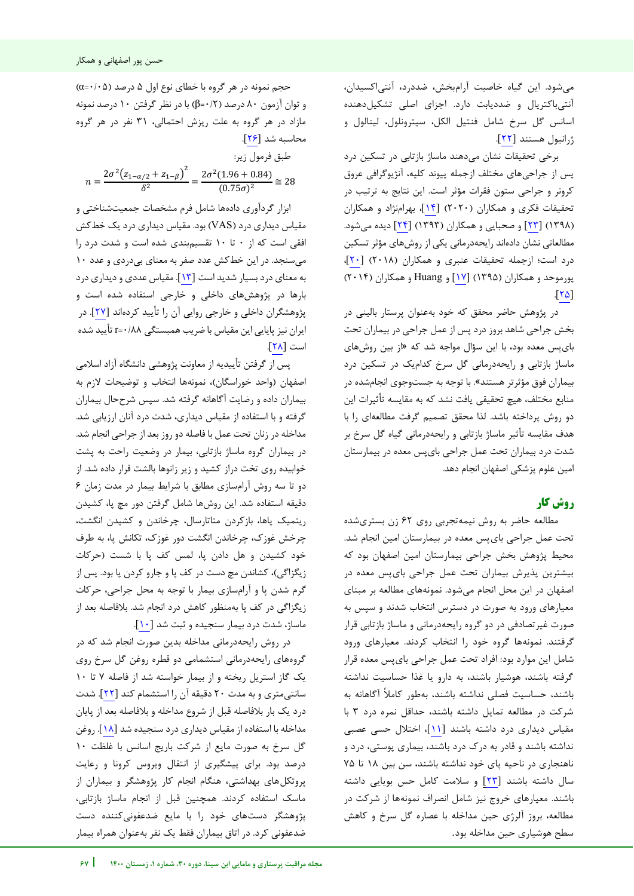می‌شود. این گیاه خاصیت آرام‌بخش، ضددرد، آنتی‌اکسیدان، آنتی‌باکتریال و ضددیابت دارد. اجزای اصلی تشکیل‌دهنده اسانس گل سرخ شامل فنتیل الکل، سیترونلول، لینالول و ژرانیول هستند [۲۲].

برخی تحقیقات نشان می‌دهند ماساژ بازتابی در تسکین درد پس از جراحی‌های مختلف ازجمله پیوند کلیه، آنژیوگرافی عروق کرونر و جراحی ستون فقرات مؤثر است. این نتایج به ترتیب در تحقیقات فکری و همکاران (۲۰۲۰) [۱۴]، بهرام‌نژاد و همکاران (۱۳۹۸) [۲۳] و صحبایی و همکاران (۱۳۹۳) [۲۴] دیده می‌شود. مطالعاتی نشان داده‌اند رایحه‌درمانی یکی از روش‌های مؤثر تسکین درد است؛ ازجمله تحقیقات عنبری و همکاران (۲۰۱۸) [۲۰]، پورموحد و همکاران (۱۳۹۵) [۱۷] و Huang و همکاران (۲۰۱۴) [۲۵].

در پژوهش حاضر محقق که خود به‌عنوان پرستار بالینی در بخش جراحی شاهد بروز درد پس از عمل جراحی در بیماران تحت بای‌پس معده بود، با این سؤال مواجه شد که «از بین روش‌های ماساژ بازتابی و رایحه‌درمانی گل سرخ کدام‌یک در تسکین درد بیماران فوق مؤثرتر هستند». با توجه به جست‌وجوی انجام‌شده در منابع مختلف، هیچ تحقیقی یافت نشد که به مقایسه تأثیرات این دو روش پرداخته باشد. لذا محقق تصمیم گرفت مطالعه‌ای را با هدف مقایسه تأثیر ماساژ بازتابی و رایحه‌درمانی گیاه گل سرخ بر شدت درد بیماران تحت عمل جراحی بای‌پس معده در بیمارستان امین علوم پزشکی اصفهان انجام دهد.

## روش کار

مطالعه حاضر به روش نیمه‌تجربی روی ۶۲ زن بستری‌شده تحت عمل جراحی بای‌پس معده در بیمارستان امین انجام شد. محیط پژوهش بخش جراحی بیمارستان امین اصفهان بود که بیشترین پذیرش بیماران تحت عمل جراحی بای‌پس معده در اصفهان در این محل انجام می‌شود. نمونه‌های مطالعه بر مبنای معیارهای ورود به صورت در دسترس انتخاب شدند و سپس به صورت غیرتصادفی در دو گروه رایحه‌درمانی و ماساژ بازتابی قرار گرفتند. نمونه‌ها گروه خود را انتخاب کردند. معیارهای ورود شامل این موارد بود: افراد تحت عمل جراحی بای‌پس معده قرار گرفته باشند، هوشیار باشند، به دارو یا غذا حساسیت نداشته باشند، حساسیت فصلی نداشته باشند، به‌طور کاملاً آگاهانه به شرکت در مطالعه تمایل داشته باشند، حداقل نمره درد ۳ با مقیاس دیداری درد داشته باشند [۱۱]، اختلال حسی عصبی نداشته باشند و قادر به درک درد باشند، بیماری پوستی، درد و ناهنجاری در ناحیه پای خود نداشته باشند، سن بین ۱۸ تا ۷۵ سال داشته باشند [۲۳] و سلامت کامل حس بویایی داشته باشند. معیارهای خروج نیز شامل انصراف نمونه‌ها از شرکت در مطالعه، بروز آلرژی حین مداخله با عصاره گل سرخ و کاهش سطح هوشیاری حین مداخله بود.

حجم نمونه در هر گروه با خطای نوع اول ۵ درصد ($\alpha$=۰/۰۵) و توان آزمون ۸۰ درصد ($\beta$=۰/۲) با در نظر گرفتن ۱۰ درصد نمونه مازاد در هر گروه به علت ریزش احتمالی، ۳۱ نفر در هر گروه محاسبه شد [۲۶].

طبق فرمول زیر:

$$n=\frac{2\sigma^2\left(z_{1-\alpha/2}+z_{1-\beta}\right)^2}{\delta^2}=\frac{2\sigma^2(1.96+0.84)}{(0.75\sigma)^2}\cong 28$$

ابزار گردآوری داده‌ها شامل فرم مشخصات جمعیت‌شناختی و مقیاس دیداری درد (VAS) بود. مقیاس دیداری درد یک خط‌کش افقی است که از ۰ تا ۱۰ تقسیم‌بندی شده است و شدت درد را می‌سنجد. در این خط‌کش عدد صفر به معنای بی‌دردی و عدد ۱۰ به معنای درد بسیار شدید است [۱۳]. مقیاس عددی و دیداری درد بارها در پژوهش‌های داخلی و خارجی استفاده شده است و پژوهشگران داخلی و خارجی روایی آن را تأیید کرده‌اند [۲۷]. در ایران نیز پایایی این مقیاس با ضریب همبستگی r=۰/۸۸ تأیید شده است [۲۸].

پس از گرفتن تأییدیه از معاونت پژوهشی دانشگاه آزاد اسلامی اصفهان (واحد خوراسگان)، نمونه‌ها انتخاب و توضیحات لازم به بیماران داده و رضایت آگاهانه گرفته شد. سپس شرح‌حال بیماران گرفته و با استفاده از مقیاس دیداری، شدت درد آنان ارزیابی شد. مداخله در زنان تحت عمل با فاصله دو روز بعد از جراحی انجام شد. در بیماران گروه ماساژ بازتابی، بیمار در وضعیت راحت به پشت خوابیده روی تخت دراز کشید و زیر زانوها بالشت قرار داده شد. از دو تا سه روش آرام‌سازی مطابق با شرایط بیمار در مدت زمان ۶ دقیقه استفاده شد. این روش‌ها شامل گرفتن دور مچ پا، کشیدن ریتمیک پاها، بازکردن متاتارسال، چرخاندن و کشیدن انگشت، چرخش غوزک، چرخاندن انگشت دور غوزک، تکانش پا، به طرف خود کشیدن و هل دادن پا، لمس کف پا با شست (حرکات زیگزاگی)، کشاندن مچ دست در کف پا و جارو کردن پا بود. پس از گرم شدن پا و آرام‌سازی بیمار با توجه به محل جراحی، حرکات زیگزاگی در کف پا به‌منظور کاهش درد انجام شد. بلافاصله بعد از ماساژ، شدت درد بیمار سنجیده و ثبت شد [۱۰].

در روش رایحه‌درمانی مداخله بدین صورت انجام شد که در گروه‌های رایحه‌درمانی استشمامی دو قطره روغن گل سرخ روی یک گاز استریل ریخته و از بیمار خواسته شد از فاصله ۷ تا ۱۰ سانتی‌متری و به مدت ۲۰ دقیقه آن را استشمام کند [۲۲]. شدت درد یک بار بلافاصله قبل از شروع مداخله و بلافاصله بعد از پایان مداخله با استفاده از مقیاس دیداری درد سنجیده شد [۱۸]. روغن گل سرخ به صورت مایع از شرکت باریج اسانس با غلظت ۱۰ درصد بود. برای پیشگیری از انتقال ویروس کرونا و رعایت پروتکل‌های بهداشتی، هنگام انجام کار پژوهشگر و بیماران از ماسک استفاده کردند. همچنین قبل از انجام ماساژ بازتابی، پژوهشگر دست‌های خود را با مایع ضدعفونی‌کننده دست ضدعفونی کرد. در اتاق بیماران فقط یک نفر به‌عنوان همراه بیمار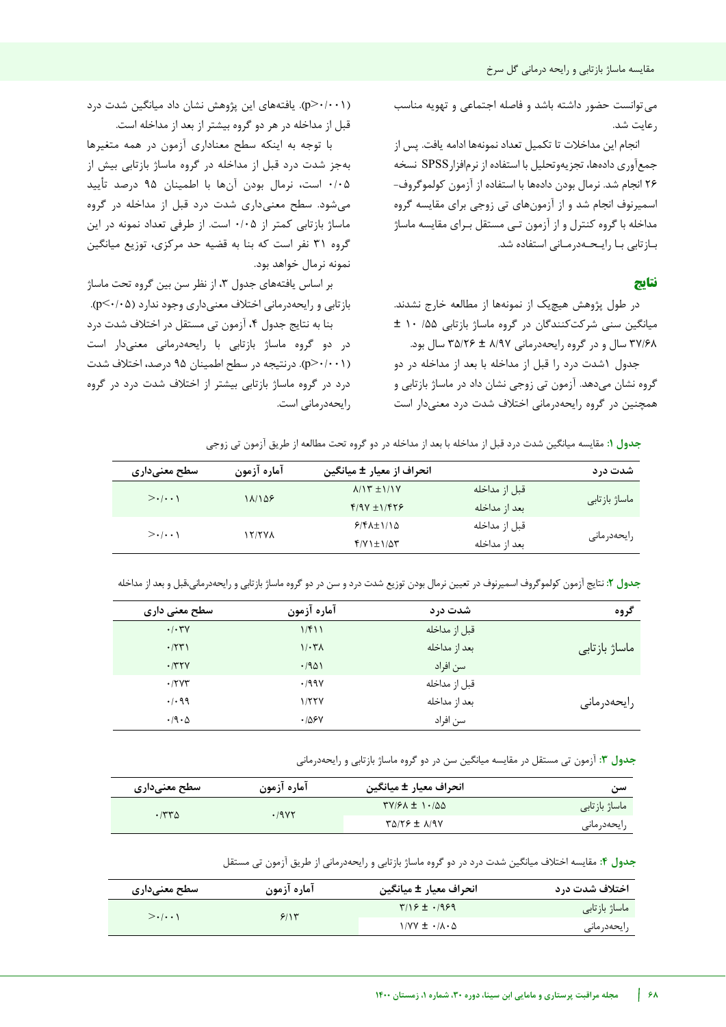می‌توانست حضور داشته باشد و فاصله اجتماعی و تهویه مناسب رعایت شد.

انجام این مداخلات تا تکمیل تعداد نمونه‌ها ادامه یافت. پس از جمع‌آوری داده‌ها، تجزیه‌وتحلیل با استفاده از نرم‌افزارSPSS نسخه ۲۶ انجام شد. نرمال بودن داده‌ها با استفاده از آزمون کولموگروف-اسمیرنوف انجام شد و از آزمون‌های تی زوجی برای مقایسه گروه مداخله با گروه کنترل و از آزمون تـی مستقل بـرای مقایسه ماساژ بـازتابی بـا رایـحـه‌درمـانی استفاده شد.

## نتایج

در طول پژوهش هیچ‌یک از نمونه‌ها از مطالعه خارج نشدند. میانگین سنی شرکت‌کنندگان در گروه ماساژ بازتابی ۱۰/۵۵ ± ۳۷/۶۸ سال و در گروه رایحه‌درمانی ۸/۹۷ ± ۳۵/۲۶ سال بود.

جدول ۱شدت درد را قبل از مداخله با بعد از مداخله در دو گروه نشان می‌دهد. آزمون تی زوجی نشان داد در ماساژ بازتابی و همچنین در گروه رایحه‌درمانی اختلاف شدت درد معنی‌دار است (p>۰/۰۰۱). یافته‌های این پژوهش نشان داد میانگین شدت درد قبل از مداخله در هر دو گروه بیشتر از بعد از مداخله است.

با توجه به اینکه سطح معناداری آزمون در همه متغیرها به‌جز شدت درد قبل از مداخله در گروه ماساژ بازتابی بیش از ۰/۰۵ است، نرمال بودن آن‌ها با اطمینان ۹۵ درصد تأیید می‌شود. سطح معنی‌داری شدت درد قبل از مداخله در گروه ماساژ بازتابی کمتر از ۰/۰۵ است. از طرفی تعداد نمونه در این گروه ۳۱ نفر است که بنا به قضیه حد مرکزی، توزیع میانگین نمونه نرمال خواهد بود.

بر اساس یافته‌های جدول ۳، از نظر سن بین گروه تحت ماساژ بازتابی و رایحه‌درمانی اختلاف معنی‌داری وجود ندارد (p<۰/۰۵).

بنا به نتایج جدول ۴، آزمون تی مستقل در اختلاف شدت درد در دو گروه ماساژ بازتابی با رایحه‌درمانی معنی‌دار است (p>۰/۰۰۱). درنتیجه در سطح اطمینان ۹۵ درصد، اختلاف شدت درد در گروه ماساژ بازتابی بیشتر از اختلاف شدت درد در گروه رایحه‌درمانی است.

**جدول ۱:** مقایسه میانگین شدت درد قبل از مداخله با بعد از مداخله در دو گروه تحت مطالعه از طریق آزمون تی زوجی

| شدت درد | | انحراف از معیار ± میانگین | آماره آزمون | سطح معنی‌داری |
|---|---|---|---|---|
| ماساژ بازتابی | قبل از مداخله | ۸/۱۳ ±۱/۱۷ | ۱۸/۱۵۶ | >۰/۰۰۱ |
| | بعد از مداخله | ۴/۹۷ ±۱/۴۲۶ | | |
| رایحه‌درمانی | قبل از مداخله | ۶/۴۸±۱/۱۵ | ۱۲/۲۷۸ | >۰/۰۰۱ |
| | بعد از مداخله | ۴/۷۱±۱/۵۳ | | |

**جدول ۲:** نتایج آزمون کولموگروف اسمیرنوف در تعیین نرمال بودن توزیع شدت درد و سن در دو گروه ماساژ بازتابی و رایحه‌درمانی،قبل و بعد از مداخله

| گروه | شدت درد | آماره آزمون | سطح معنی داری |
|---|---|---|---|
| ماساژ بازتابی | قبل از مداخله | ۱/۴۱۱ | ۰/۰۳۷ |
| | بعد از مداخله | ۱/۰۳۸ | ۰/۲۳۱ |
| | سن افراد | ۰/۹۵۱ | ۰/۳۲۷ |
| رایحه‌درمانی | قبل از مداخله | ۰/۹۹۷ | ۰/۲۷۳ |
| | بعد از مداخله | ۱/۲۲۷ | ۰/۰۹۹ |
| | سن افراد | ۰/۵۶۷ | ۰/۹۰۵ |

**جدول ۳:** آزمون تی مستقل در مقایسه میانگین سن در دو گروه ماساژ بازتابی و رایحه‌درمانی

| سن | انحراف معیار ± میانگین | آماره آزمون | سطح معنی‌داری |
|---|---|---|---|
| ماساژ بازتابی | ۱۰/۵۵ ± ۳۷/۶۸ | ۰/۹۷۲ | ۰/۳۳۵ |
| رایحه‌درمانی | ۸/۹۷ ± ۳۵/۲۶ | | |

**جدول ۴:** مقایسه اختلاف میانگین شدت درد در دو گروه ماساژ بازتابی و رایحه‌درمانی از طریق آزمون تی مستقل

| اختلاف شدت درد | انحراف معیار ± میانگین | آماره آزمون | سطح معنی‌داری |
|---|---|---|---|
| ماساژ بازتابی | ۰/۹۶۹ ± ۳/۱۶ | ۶/۱۳ | >۰/۰۰۱ |
| رایحه‌درمانی | ۰/۸۰۵ ± ۱/۷۷ | | |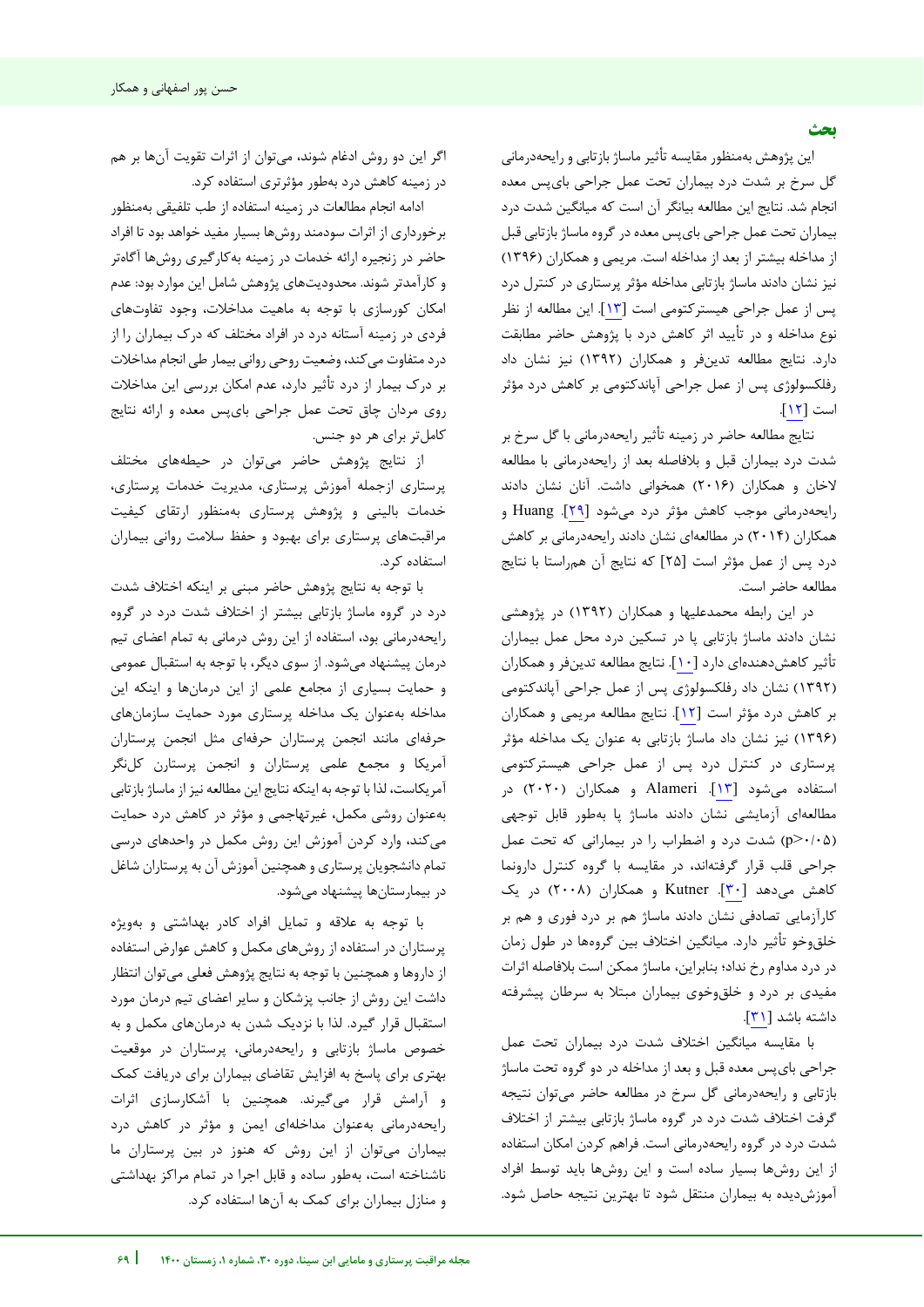## بحث

این پژوهش به‌منظور مقایسه تأثیر ماساژ بازتابی و رایحه‌درمانی گل سرخ بر شدت درد بیماران تحت عمل جراحی بای‌پس معده انجام شد. نتایج این مطالعه بیانگر آن است که میانگین شدت درد بیماران تحت عمل جراحی بای‌پس معده در گروه ماساژ بازتابی قبل از مداخله بیشتر از بعد از مداخله است. مریمی و همکاران (۱۳۹۶) نیز نشان دادند ماساژ بازتابی مداخله مؤثر پرستاری در کنترل درد پس از عمل جراحی هیسترکتومی است [۱۳]. این مطالعه از نظر نوع مداخله و در تأیید اثر کاهش درد با پژوهش حاضر مطابقت دارد. نتایج مطالعه تدین‌فر و همکاران (۱۳۹۲) نیز نشان داد رفلکسولوژی پس از عمل جراحی آپاندکتومی بر کاهش درد مؤثر است [۱۲].

نتایج مطالعه حاضر در زمینه تأثیر رایحه‌درمانی با گل سرخ بر شدت درد بیماران قبل و بلافاصله بعد از رایحه‌درمانی با مطالعه لاخان و همکاران (۲۰۱۶) همخوانی داشت. آنان نشان دادند رایحه‌درمانی موجب کاهش مؤثر درد می‌شود [۲۹]. Huang و همکاران (۲۰۱۴) در مطالعه‌ای نشان دادند رایحه‌درمانی بر کاهش درد پس از عمل مؤثر است [۲۵] که نتایج آن هم‌راستا با نتایج مطالعه حاضر است.

در این رابطه محمدعلیها و همکاران (۱۳۹۲) در پژوهشی نشان دادند ماساژ بازتابی پا در تسکین درد محل عمل بیماران تأثیر کاهش‌دهنده‌ای دارد [۱۰]. نتایج مطالعه تدین‌فر و همکاران (۱۳۹۲) نشان داد رفلکسولوژی پس از عمل جراحی آپاندکتومی بر کاهش درد مؤثر است [۱۲]. نتایج مطالعه مریمی و همکاران (۱۳۹۶) نیز نشان داد ماساژ بازتابی به عنوان یک مداخله مؤثر پرستاری در کنترل درد پس از عمل جراحی هیسترکتومی استفاده می‌شود [۱۳]. Alameri و همکاران (۲۰۲۰) در مطالعه‌ای آزمایشی نشان دادند ماساژ پا به‌طور قابل توجهی ($p<0.05$) شدت درد و اضطراب را در بیمارانی که تحت عمل جراحی قلب قرار گرفته‌اند، در مقایسه با گروه کنترل دارونما کاهش می‌دهد [۳۰]. Kutner و همکاران (۲۰۰۸) در یک کارآزمایی تصادفی نشان دادند ماساژ هم بر درد فوری و هم بر خلق‌وخو تأثیر دارد. میانگین اختلاف بین گروه‌ها در طول زمان در درد مداوم رخ نداد؛ بنابراین، ماساژ ممکن است بلافاصله اثرات مفیدی بر درد و خلق‌وخوی بیماران مبتلا به سرطان پیشرفته داشته باشد [۳۱].

با مقایسه میانگین اختلاف شدت درد بیماران تحت عمل جراحی بای‌پس معده قبل و بعد از مداخله در دو گروه تحت ماساژ بازتابی و رایحه‌درمانی گل سرخ در مطالعه حاضر می‌توان نتیجه گرفت اختلاف شدت درد در گروه ماساژ بازتابی بیشتر از اختلاف شدت درد در گروه رایحه‌درمانی است. فراهم کردن امکان استفاده از این روش‌ها بسیار ساده است و این روش‌ها باید توسط افراد آموزش‌دیده به بیماران منتقل شود تا بهترین نتیجه حاصل شود. اگر این دو روش ادغام شوند، می‌توان از اثرات تقویت آن‌ها بر هم در زمینه کاهش درد به‌طور مؤثرتری استفاده کرد.

ادامه انجام مطالعات در زمینه استفاده از طب تلفیقی به‌منظور برخورداری از اثرات سودمند روش‌ها بسیار مفید خواهد بود تا افراد حاضر در زنجیره ارائه خدمات در زمینه به‌کارگیری روش‌ها آگاه‌تر و کارآمدتر شوند. محدودیت‌های پژوهش شامل این موارد بود: عدم امکان کورسازی با توجه به ماهیت مداخلات، وجود تفاوت‌های فردی در زمینه آستانه درد در افراد مختلف که درک بیماران را از درد متفاوت می‌کند، وضعیت روحی روانی بیمار طی انجام مداخلات بر درک بیمار از درد تأثیر دارد، عدم امکان بررسی این مداخلات روی مردان چاق تحت عمل جراحی بای‌پس معده و ارائه نتایج کامل‌تر برای هر دو جنس.

از نتایج پژوهش حاضر می‌توان در حیطه‌های مختلف پرستاری ازجمله آموزش پرستاری، مدیریت خدمات پرستاری، خدمات بالینی و پژوهش پرستاری به‌منظور ارتقای کیفیت مراقبت‌های پرستاری برای بهبود و حفظ سلامت روانی بیماران استفاده کرد.

با توجه به نتایج پژوهش حاضر مبنی بر اینکه اختلاف شدت درد در گروه ماساژ بازتابی بیشتر از اختلاف شدت درد در گروه رایحه‌درمانی بود، استفاده از این روش درمانی به تمام اعضای تیم درمان پیشنهاد می‌شود. از سوی دیگر، با توجه به استقبال عمومی و حمایت بسیاری از مجامع علمی از این درمان‌ها و اینکه این مداخله به‌عنوان یک مداخله پرستاری مورد حمایت سازمان‌های حرفه‌ای مانند انجمن پرستاران حرفه‌ای مثل انجمن پرستاران آمریکا و مجمع علمی پرستاران و انجمن پرستارن کل‌نگر آمریکاست، لذا با توجه به اینکه نتایج این مطالعه نیز از ماساژ بازتابی به‌عنوان روشی مکمل، غیرتهاجمی و مؤثر در کاهش درد حمایت می‌کند، وارد کردن آموزش این روش مکمل در واحدهای درسی تمام دانشجویان پرستاری و همچنین آموزش آن به پرستاران شاغل در بیمارستان‌ها پیشنهاد می‌شود.

با توجه به علاقه و تمایل افراد کادر بهداشتی و به‌ویژه پرستاران در استفاده از روش‌های مکمل و کاهش عوارض استفاده از داروها و همچنین با توجه به نتایج پژوهش فعلی می‌توان انتظار داشت این روش از جانب پزشکان و سایر اعضای تیم درمان مورد استقبال قرار گیرد. لذا با نزدیک شدن به درمان‌های مکمل و به خصوص ماساژ بازتابی و رایحه‌درمانی، پرستاران در موقعیت بهتری برای پاسخ به افزایش تقاضای بیماران برای دریافت کمک و آرامش قرار می‌گیرند. همچنین با آشکارسازی اثرات رایحه‌درمانی به‌عنوان مداخله‌ای ایمن و مؤثر در کاهش درد بیماران می‌توان از این روش که هنوز در بین پرستاران ما ناشناخته است، به‌طور ساده و قابل اجرا در تمام مراکز بهداشتی و منازل بیماران برای کمک به آن‌ها استفاده کرد.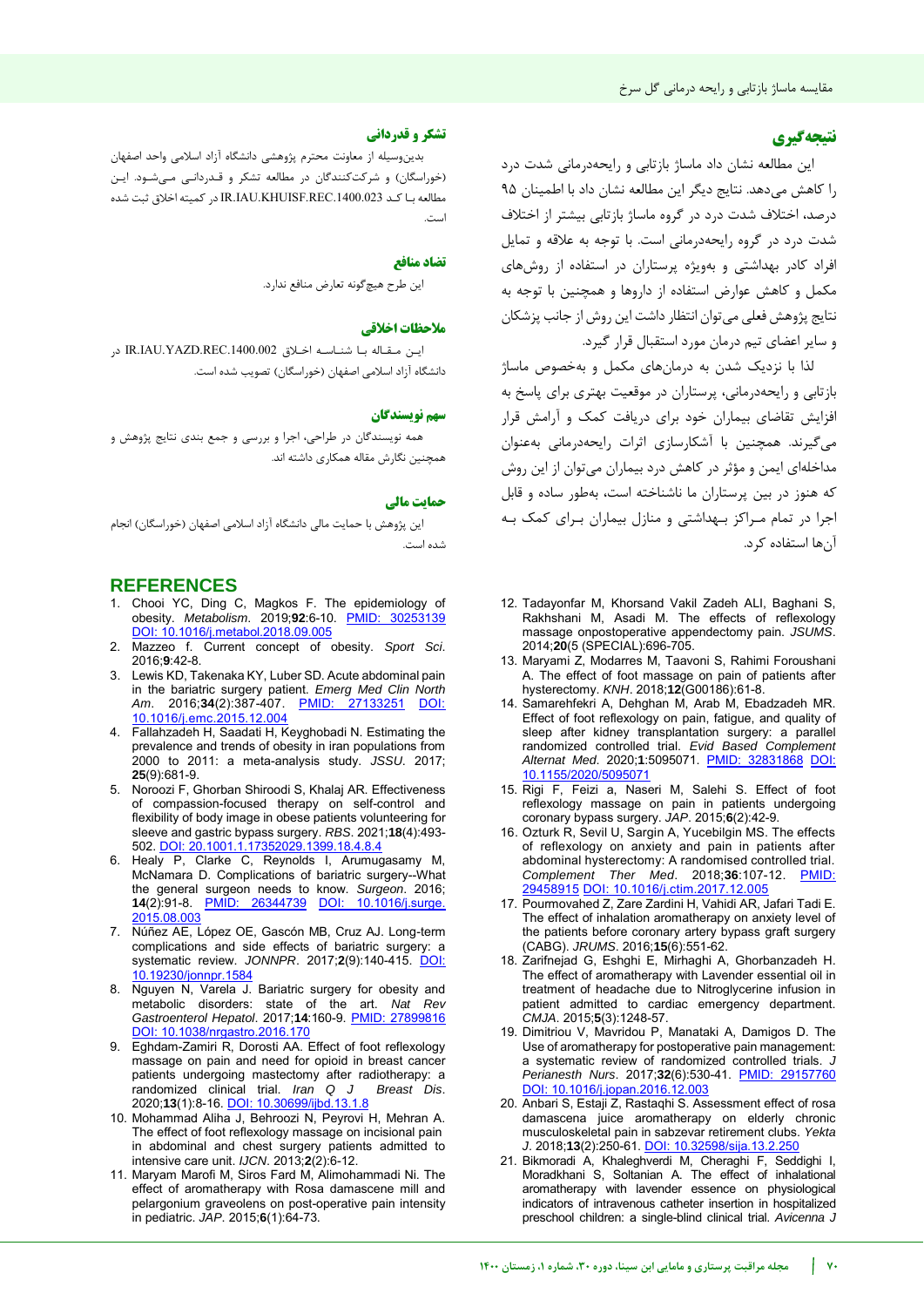## نتیجه‌گیری

این مطالعه نشان داد ماساژ بازتابی و رایحه‌درمانی شدت درد را کاهش می‌دهد. نتایج دیگر این مطالعه نشان داد با اطمینان ۹۵ درصد، اختلاف شدت درد در گروه ماساژ بازتابی بیشتر از اختلاف شدت درد در گروه رایحه‌درمانی است. با توجه به علاقه و تمایل افراد کادر بهداشتی و به‌ویژه پرستاران در استفاده از روش‌های مکمل و کاهش عوارض استفاده از داروها و همچنین با توجه به نتایج پژوهش فعلی می‌توان انتظار داشت این روش از جانب پزشکان و سایر اعضای تیم درمان مورد استقبال قرار گیرد.

لذا با نزدیک شدن به درمان‌های مکمل و به‌خصوص ماساژ بازتابی و رایحه‌درمانی، پرستاران در موقعیت بهتری برای پاسخ به افزایش تقاضای بیماران خود برای دریافت کمک و آرامش قرار می‌گیرند. همچنین با آشکارسازی اثرات رایحه‌درمانی به‌عنوان مداخله‌ای ایمن و مؤثر در کاهش درد بیماران می‌توان از این روش که هنوز در بین پرستاران ما ناشناخته است، به‌طور ساده و قابل اجرا در تمام مراکز بهداشتی و منازل بیماران برای کمک به آن‌ها استفاده کرد.

## تشکر و قدردانی

بدین‌وسیله از معاونت محترم پژوهشی دانشگاه آزاد اسلامی واحد اصفهان (خوراسگان) و شرکت‌کنندگان در مطالعه تشکر و قدردانی می‌شود. این مطالعه با کد IR.IAU.KHUISF.REC.1400.023 در کمیته اخلاق ثبت شده است.

## تضاد منافع

این طرح هیچ‌گونه تعارض منافع ندارد.

## ملاحظات اخلاقی

این مقاله با شناسه اخلاق IR.IAU.YAZD.REC.1400.002 در دانشگاه آزاد اسلامی اصفهان (خوراسگان) تصویب شده است.

## سهم نویسندگان

همه نویسندگان در طراحی، اجرا و بررسی و جمع بندی نتایج پژوهش و همچنین نگارش مقاله همکاری داشته اند.

## حمایت مالی

این پژوهش با حمایت مالی دانشگاه آزاد اسلامی اصفهان (خوراسگان) انجام شده است.

## REFERENCES

1. Chooi YC, Ding C, Magkos F. The epidemiology of obesity. *Metabolism*. 2019;**92**:6-10. PMID: 30253139 DOI: 10.1016/j.metabol.2018.09.005
2. Mazzeo f. Current concept of obesity. *Sport Sci*. 2016;**9**:42-8.
3. Lewis KD, Takenaka KY, Luber SD. Acute abdominal pain in the bariatric surgery patient. *Emerg Med Clin North Am*. 2016;**34**(2):387-407. PMID: 27133251 DOI: 10.1016/j.emc.2015.12.004
4. Fallahzadeh H, Saadati H, Keyghobadi N. Estimating the prevalence and trends of obesity in iran populations from 2000 to 2011: a meta-analysis study. *JSSU*. 2017; **25**(9):681-9.
5. Noroozi F, Ghorban Shiroodi S, Khalaj AR. Effectiveness of compassion-focused therapy on self-control and flexibility of body image in obese patients volunteering for sleeve and gastric bypass surgery. *RBS*. 2021;**18**(4):493-502. DOI: 20.1001.1.17352029.1399.18.4.8.4
6. Healy P, Clarke C, Reynolds I, Arumugasamy M, McNamara D. Complications of bariatric surgery--What the general surgeon needs to know. *Surgeon*. 2016; **14**(2):91-8. PMID: 26344739 DOI: 10.1016/j.surge.2015.08.003
7. Núñez AE, López OE, Gascón MB, Cruz AJ. Long-term complications and side effects of bariatric surgery: a systematic review. *JONNPR*. 2017;**2**(9):140-415. DOI: 10.19230/jonnpr.1584
8. Nguyen N, Varela J. Bariatric surgery for obesity and metabolic disorders: state of the art. *Nat Rev Gastroenterol Hepatol*. 2017;**14**:160-9. PMID: 27899816 DOI: 10.1038/nrgastro.2016.170
9. Eghdam-Zamiri R, Dorosti AA. Effect of foot reflexology massage on pain and need for opioid in breast cancer patients undergoing mastectomy after radiotherapy: a randomized clinical trial. *Iran Q J Breast Dis*. 2020;**13**(1):8-16. DOI: 10.30699/ijbd.13.1.8
10. Mohammad Aliha J, Behroozi N, Peyrovi H, Mehran A. The effect of foot reflexology massage on incisional pain in abdominal and chest surgery patients admitted to intensive care unit. *IJCN*. 2013;**2**(2):6-12.
11. Maryam Marofi M, Siros Fard M, Alimohammadi Ni. The effect of aromatherapy with Rosa damascene mill and pelargonium graveolens on post-operative pain intensity in pediatric. *JAP*. 2015;**6**(1):64-73.
12. Tadayonfar M, Khorsand Vakil Zadeh ALI, Baghani S, Rakhshani M, Asadi M. The effects of reflexology massage onpostoperative appendectomy pain. *JSUMS*. 2014;**20**(5 (SPECIAL):696-705.
13. Maryami Z, Modarres M, Taavoni S, Rahimi Foroushani A. The effect of foot massage on pain of patients after hysterectomy. *KNH*. 2018;**12**(G00186):61-8.
14. Samarehfekri A, Dehghan M, Arab M, Ebadzadeh MR. Effect of foot reflexology on pain, fatigue, and quality of sleep after kidney transplantation surgery: a parallel randomized controlled trial. *Evid Based Complement Alternat Med*. 2020;**1**:5095071. PMID: 32831868 DOI: 10.1155/2020/5095071
15. Rigi F, Feizi a, Naseri M, Salehi S. Effect of foot reflexology massage on pain in patients undergoing coronary bypass surgery. *JAP*. 2015;**6**(2):42-9.
16. Ozturk R, Sevil U, Sargin A, Yucebilgin MS. The effects of reflexology on anxiety and pain in patients after abdominal hysterectomy: A randomised controlled trial. *Complement Ther Med*. 2018;**36**:107-12. PMID: 29458915 DOI: 10.1016/j.ctim.2017.12.005
17. Pourmovahed Z, Zare Zardini H, Vahidi AR, Jafari Tadi E. The effect of inhalation aromatherapy on anxiety level of the patients before coronary artery bypass graft surgery (CABG). *JRUMS*. 2016;**15**(6):551-62.
18. Zarifnejad G, Eshghi E, Mirhaghi A, Ghorbanzadeh H. The effect of aromatherapy with Lavender essential oil in treatment of headache due to Nitroglycerine infusion in patient admitted to cardiac emergency department. *CMJA*. 2015;**5**(3):1248-57.
19. Dimitriou V, Mavridou P, Manataki A, Damigos D. The Use of aromatherapy for postoperative pain management: a systematic review of randomized controlled trials. *J Perianesth Nurs*. 2017;**32**(6):530-41. PMID: 29157760 DOI: 10.1016/j.jopan.2016.12.003
20. Anbari S, Estaji Z, Rastaqhi S. Assessment effect of rosa damascena juice aromatherapy on elderly chronic musculoskeletal pain in sabzevar retirement clubs. *Yekta J*. 2018;**13**(2):250-61. DOI: 10.32598/sija.13.2.250
21. Bikmoradi A, Khaleghverdi M, Cheraghi F, Seddighi I, Moradkhani S, Soltanian A. The effect of inhalational aromatherapy with lavender essence on physiological indicators of intravenous catheter insertion in hospitalized preschool children: a single-blind clinical trial. *Avicenna J*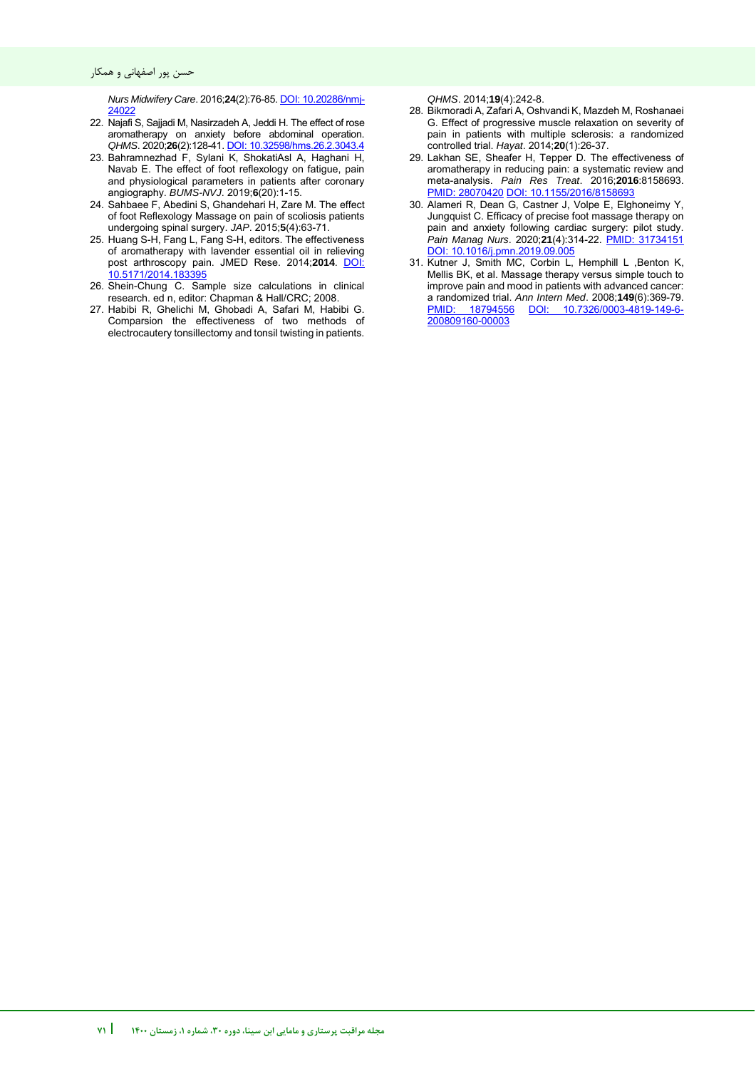*Nurs Midwifery Care*. 2016;**24**(2):76-85. DOI: 10.20286/nmj-24022

22. Najafi S, Sajjadi M, Nasirzadeh A, Jeddi H. The effect of rose aromatherapy on anxiety before abdominal operation. *QHMS*. 2020;**26**(2):128-41. DOI: 10.32598/hms.26.2.3043.4
23. Bahramnezhad F, Sylani K, ShokatiAsl A, Haghani H, Navab E. The effect of foot reflexology on fatigue, pain and physiological parameters in patients after coronary angiography. *BUMS-NVJ*. 2019;**6**(20):1-15.
24. Sahbaee F, Abedini S, Ghandehari H, Zare M. The effect of foot Reflexology Massage on pain of scoliosis patients undergoing spinal surgery. *JAP*. 2015;**5**(4):63-71.
25. Huang S-H, Fang L, Fang S-H, editors. The effectiveness of aromatherapy with lavender essential oil in relieving post arthroscopy pain. JMED Rese. 2014;**2014**. DOI: 10.5171/2014.183395
26. Shein-Chung C. Sample size calculations in clinical research. ed n, editor: Chapman & Hall/CRC; 2008.
27. Habibi R, Ghelichi M, Ghobadi A, Safari M, Habibi G. Comparsion the effectiveness of two methods of electrocautery tonsillectomy and tonsil twisting in patients. *QHMS*. 2014;**19**(4):242-8.
28. Bikmoradi A, Zafari A, Oshvandi K, Mazdeh M, Roshanaei G. Effect of progressive muscle relaxation on severity of pain in patients with multiple sclerosis: a randomized controlled trial. *Hayat*. 2014;**20**(1):26-37.
29. Lakhan SE, Sheafer H, Tepper D. The effectiveness of aromatherapy in reducing pain: a systematic review and meta-analysis. *Pain Res Treat*. 2016;**2016**:8158693. PMID: 28070420 DOI: 10.1155/2016/8158693
30. Alameri R, Dean G, Castner J, Volpe E, Elghoneimy Y, Jungquist C. Efficacy of precise foot massage therapy on pain and anxiety following cardiac surgery: pilot study. *Pain Manag Nurs*. 2020;**21**(4):314-22. PMID: 31734151 DOI: 10.1016/j.pmn.2019.09.005
31. Kutner J, Smith MC, Corbin L, Hemphill L ,Benton K, Mellis BK, et al. Massage therapy versus simple touch to improve pain and mood in patients with advanced cancer: a randomized trial. *Ann Intern Med*. 2008;**149**(6):369-79. PMID: 18794556 DOI: 10.7326/0003-4819-149-6-200809160-00003